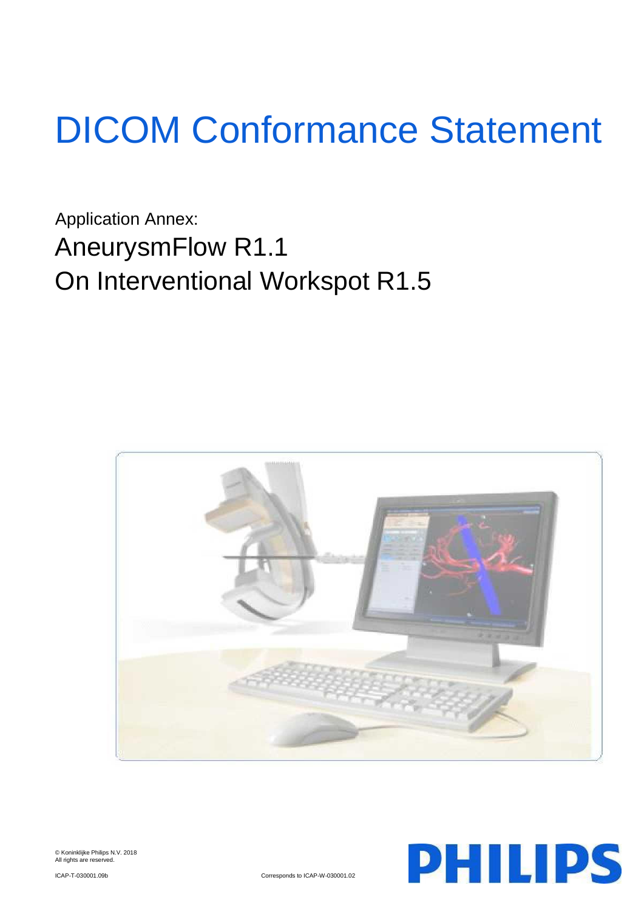# DICOM Conformance Statement

Application Annex:

## AneurysmFlow R1.1
## On Interventional Workspot R1.5

© Koninklijke Philips N.V. 2018
All rights are reserved.

ICAP-T-030001.09b

Corresponds to ICAP-W-030001.02

PHILIPS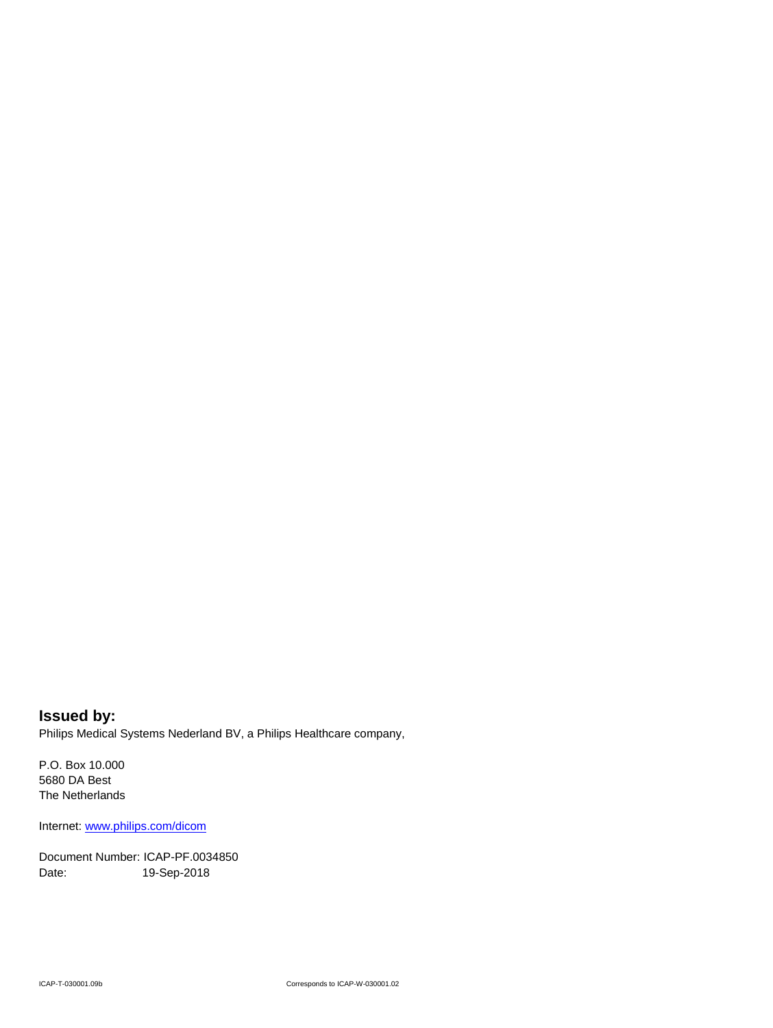**Issued by:**

Philips Medical Systems Nederland BV, a Philips Healthcare company,

P.O. Box 10.000
5680 DA Best
The Netherlands

Internet: [www.philips.com/dicom](www.philips.com/dicom)

Document Number: ICAP-PF.0034850
Date: 19-Sep-2018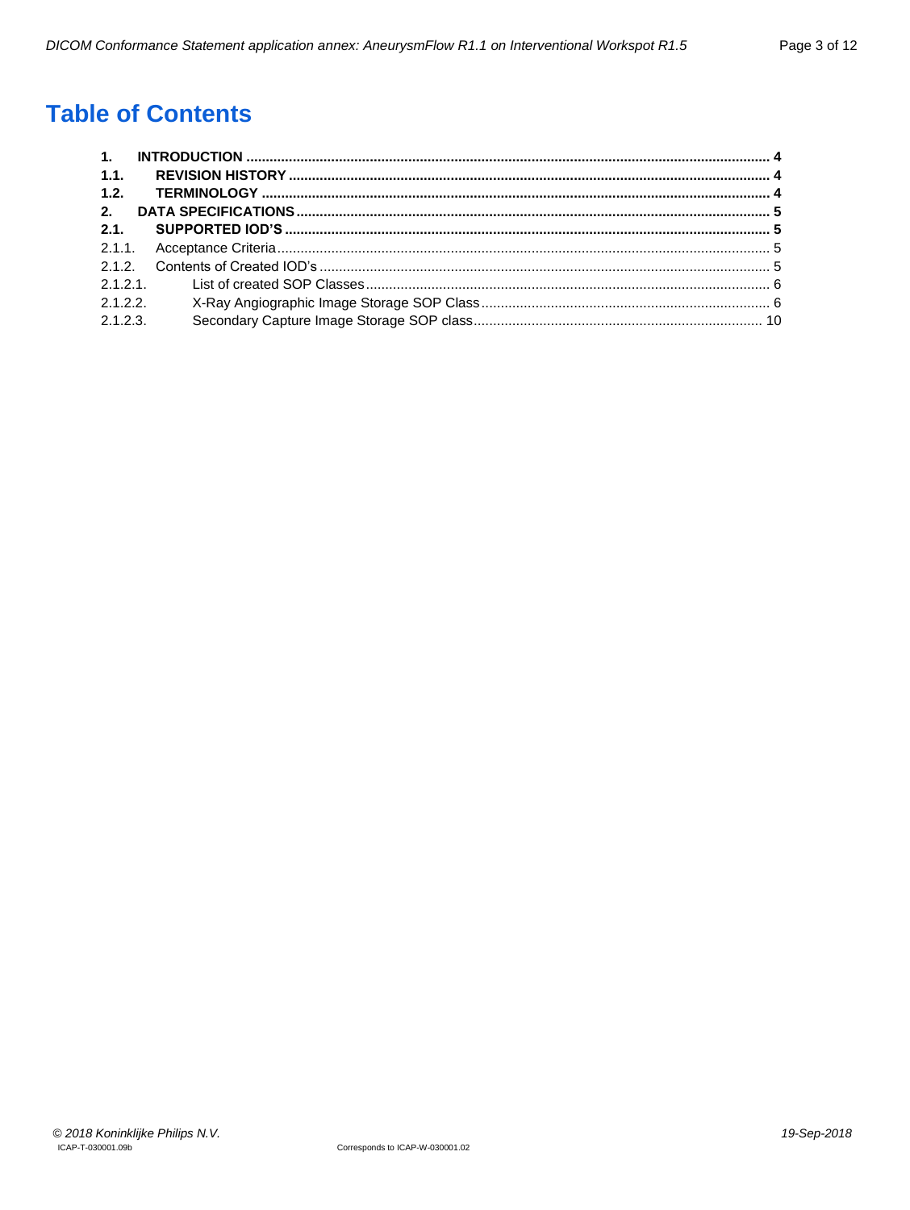# Table of Contents

**1. INTRODUCTION ........................................................................................................ 4**

**1.1. REVISION HISTORY ............................................................................................ 4**

**1.2. TERMINOLOGY ................................................................................................... 4**

**2. DATA SPECIFICATIONS ......................................................................................... 5**

**2.1. SUPPORTED IOD'S ............................................................................................. 5**

2.1.1. Acceptance Criteria .................................................................................................. 5

2.1.2. Contents of Created IOD's ........................................................................................ 5

2.1.2.1. List of created SOP Classes ................................................................................. 6

2.1.2.2. X-Ray Angiographic Image Storage SOP Class .................................................... 6

2.1.2.3. Secondary Capture Image Storage SOP class ....................................................... 10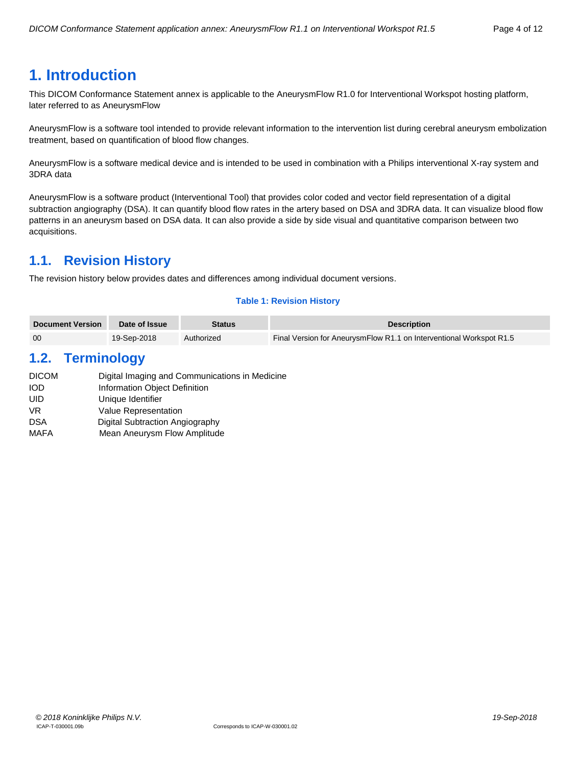# 1. Introduction

This DICOM Conformance Statement annex is applicable to the AneurysmFlow R1.0 for Interventional Workspot hosting platform, later referred to as AneurysmFlow

AneurysmFlow is a software tool intended to provide relevant information to the intervention list during cerebral aneurysm embolization treatment, based on quantification of blood flow changes.

AneurysmFlow is a software medical device and is intended to be used in combination with a Philips interventional X-ray system and 3DRA data

AneurysmFlow is a software product (Interventional Tool) that provides color coded and vector field representation of a digital subtraction angiography (DSA). It can quantify blood flow rates in the artery based on DSA and 3DRA data. It can visualize blood flow patterns in an aneurysm based on DSA data. It can also provide a side by side visual and quantitative comparison between two acquisitions.

## 1.1. Revision History

The revision history below provides dates and differences among individual document versions.

**Table 1: Revision History**

| Document Version | Date of Issue | Status | Description |
|---|---|---|---|
| 00 | 19-Sep-2018 | Authorized | Final Version for AneurysmFlow R1.1 on Interventional Workspot R1.5 |

## 1.2. Terminology

| | |
|---|---|
| DICOM | Digital Imaging and Communications in Medicine |
| IOD | Information Object Definition |
| UID | Unique Identifier |
| VR | Value Representation |
| DSA | Digital Subtraction Angiography |
| MAFA | Mean Aneurysm Flow Amplitude |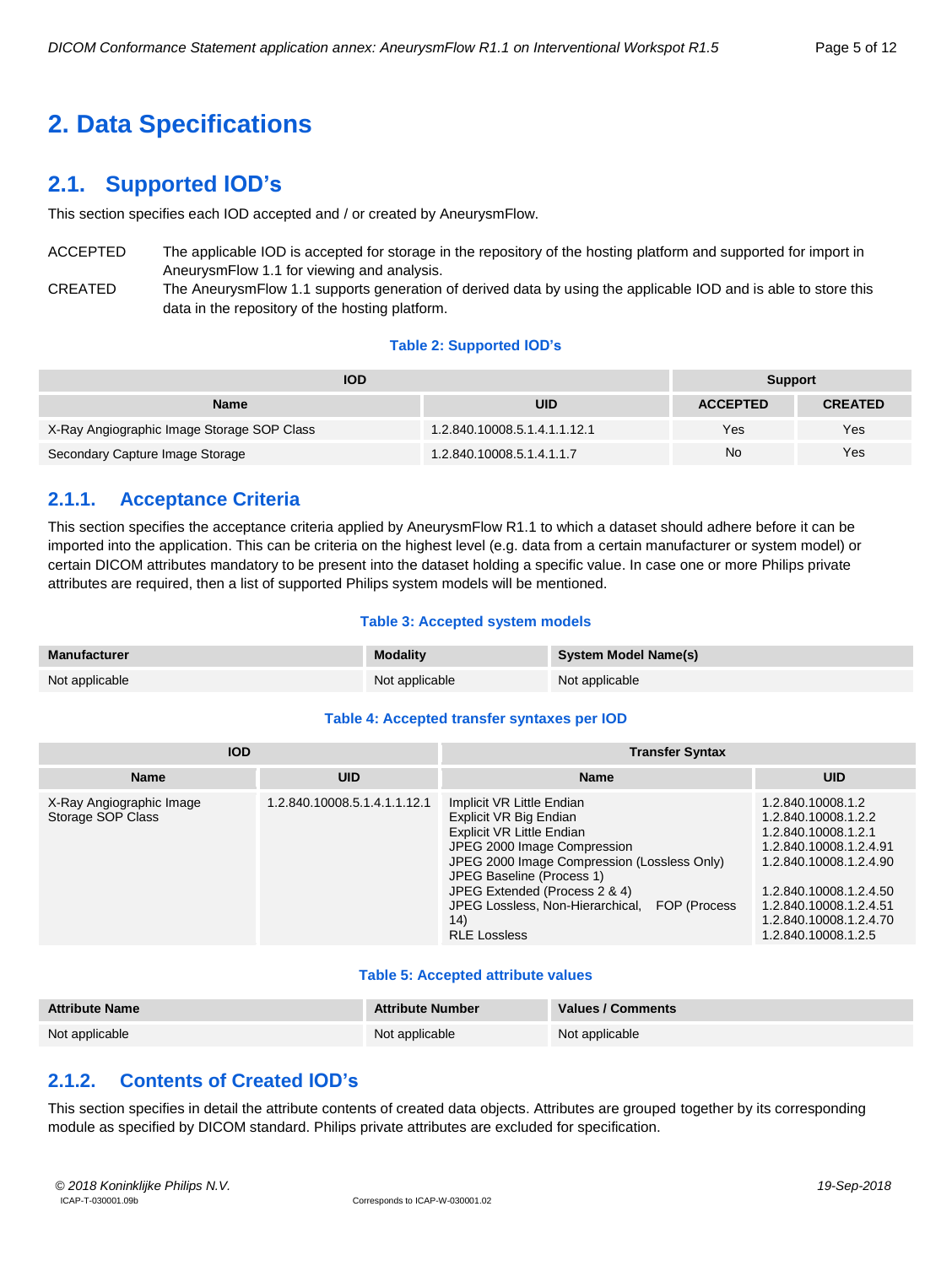# 2. Data Specifications

## 2.1. Supported IOD's

This section specifies each IOD accepted and / or created by AneurysmFlow.

ACCEPTED The applicable IOD is accepted for storage in the repository of the hosting platform and supported for import in AneurysmFlow 1.1 for viewing and analysis.

CREATED The AneurysmFlow 1.1 supports generation of derived data by using the applicable IOD and is able to store this data in the repository of the hosting platform.

**Table 2: Supported IOD's**

| IOD | | Support | |
|---|---|---|---|
| **Name** | **UID** | **ACCEPTED** | **CREATED** |
| X-Ray Angiographic Image Storage SOP Class | 1.2.840.10008.5.1.4.1.1.12.1 | Yes | Yes |
| Secondary Capture Image Storage | 1.2.840.10008.5.1.4.1.1.7 | No | Yes |

### 2.1.1. Acceptance Criteria

This section specifies the acceptance criteria applied by AneurysmFlow R1.1 to which a dataset should adhere before it can be imported into the application. This can be criteria on the highest level (e.g. data from a certain manufacturer or system model) or certain DICOM attributes mandatory to be present into the dataset holding a specific value. In case one or more Philips private attributes are required, then a list of supported Philips system models will be mentioned.

**Table 3: Accepted system models**

| Manufacturer | Modality | System Model Name(s) |
|---|---|---|
| Not applicable | Not applicable | Not applicable |

**Table 4: Accepted transfer syntaxes per IOD**

| IOD | | Transfer Syntax | |
|---|---|---|---|
| **Name** | **UID** | **Name** | **UID** |
| X-Ray Angiographic Image Storage SOP Class | 1.2.840.10008.5.1.4.1.1.12.1 | Implicit VR Little Endian<br>Explicit VR Big Endian<br>Explicit VR Little Endian<br>JPEG 2000 Image Compression<br>JPEG 2000 Image Compression (Lossless Only)<br>JPEG Baseline (Process 1)<br>JPEG Extended (Process 2 & 4)<br>JPEG Lossless, Non-Hierarchical, FOP (Process 14)<br>RLE Lossless | 1.2.840.10008.1.2<br>1.2.840.10008.1.2.2<br>1.2.840.10008.1.2.1<br>1.2.840.10008.1.2.4.91<br>1.2.840.10008.1.2.4.90<br><br>1.2.840.10008.1.2.4.50<br>1.2.840.10008.1.2.4.51<br>1.2.840.10008.1.2.4.70<br>1.2.840.10008.1.2.5 |

**Table 5: Accepted attribute values**

| Attribute Name | Attribute Number | Values / Comments |
|---|---|---|
| Not applicable | Not applicable | Not applicable |

### 2.1.2. Contents of Created IOD's

This section specifies in detail the attribute contents of created data objects. Attributes are grouped together by its corresponding module as specified by DICOM standard. Philips private attributes are excluded for specification.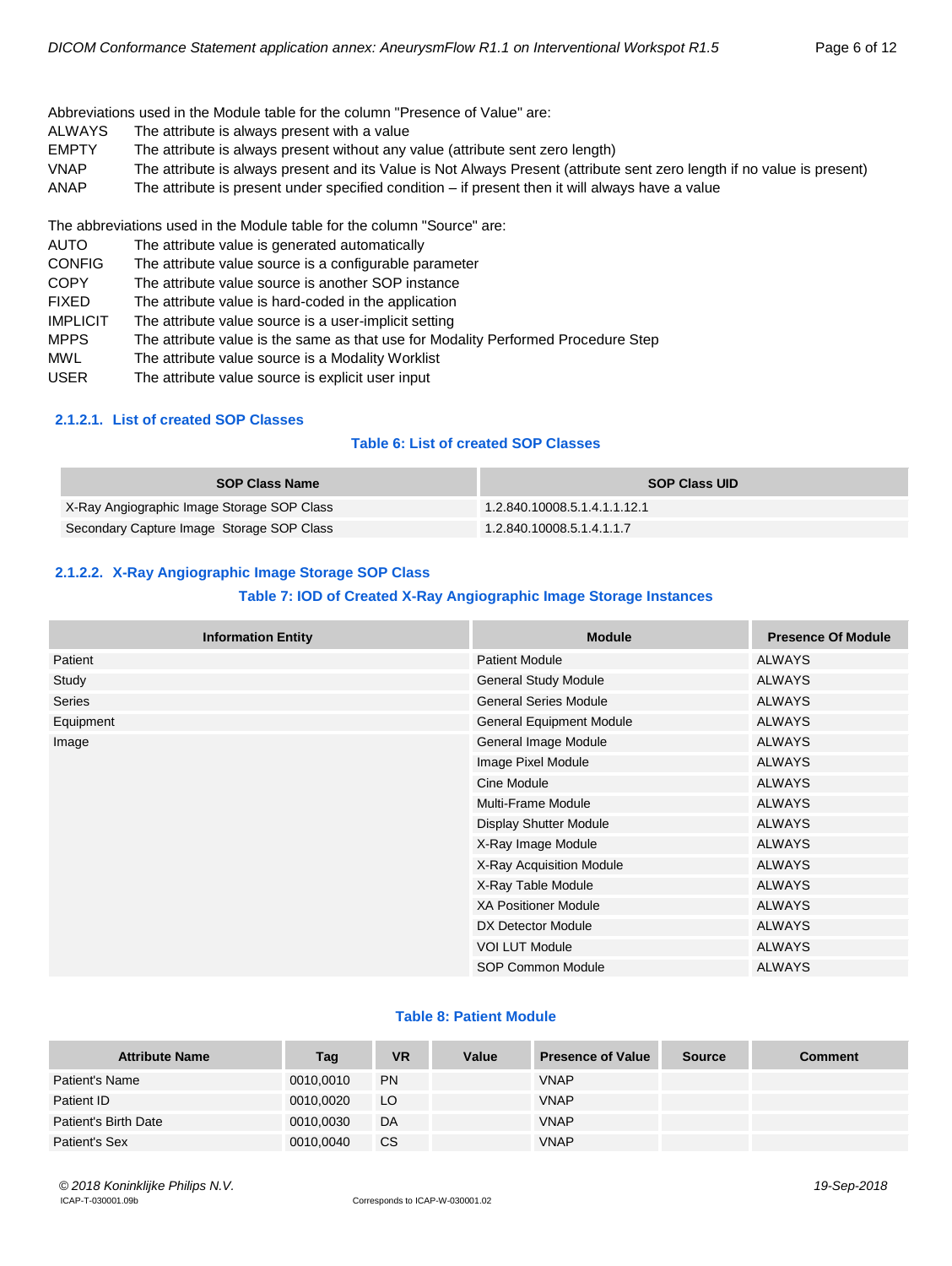Abbreviations used in the Module table for the column "Presence of Value" are:

| | |
|---|---|
| ALWAYS | The attribute is always present with a value |
| EMPTY | The attribute is always present without any value (attribute sent zero length) |
| VNAP | The attribute is always present and its Value is Not Always Present (attribute sent zero length if no value is present) |
| ANAP | The attribute is present under specified condition – if present then it will always have a value |

The abbreviations used in the Module table for the column "Source" are:

| | |
|---|---|
| AUTO | The attribute value is generated automatically |
| CONFIG | The attribute value source is a configurable parameter |
| COPY | The attribute value source is another SOP instance |
| FIXED | The attribute value is hard-coded in the application |
| IMPLICIT | The attribute value source is a user-implicit setting |
| MPPS | The attribute value is the same as that use for Modality Performed Procedure Step |
| MWL | The attribute value source is a Modality Worklist |
| USER | The attribute value source is explicit user input |

#### 2.1.2.1. List of created SOP Classes

**Table 6: List of created SOP Classes**

| SOP Class Name | SOP Class UID |
|---|---|
| X-Ray Angiographic Image Storage SOP Class | 1.2.840.10008.5.1.4.1.1.12.1 |
| Secondary Capture Image Storage SOP Class | 1.2.840.10008.5.1.4.1.1.7 |

#### 2.1.2.2. X-Ray Angiographic Image Storage SOP Class

**Table 7: IOD of Created X-Ray Angiographic Image Storage Instances**

| Information Entity | Module | Presence Of Module |
|---|---|---|
| Patient | Patient Module | ALWAYS |
| Study | General Study Module | ALWAYS |
| Series | General Series Module | ALWAYS |
| Equipment | General Equipment Module | ALWAYS |
| Image | General Image Module | ALWAYS |
| | Image Pixel Module | ALWAYS |
| | Cine Module | ALWAYS |
| | Multi-Frame Module | ALWAYS |
| | Display Shutter Module | ALWAYS |
| | X-Ray Image Module | ALWAYS |
| | X-Ray Acquisition Module | ALWAYS |
| | X-Ray Table Module | ALWAYS |
| | XA Positioner Module | ALWAYS |
| | DX Detector Module | ALWAYS |
| | VOI LUT Module | ALWAYS |
| | SOP Common Module | ALWAYS |

**Table 8: Patient Module**

| Attribute Name | Tag | VR | Value | Presence of Value | Source | Comment |
|---|---|---|---|---|---|---|
| Patient's Name | 0010,0010 | PN | | VNAP | | |
| Patient ID | 0010,0020 | LO | | VNAP | | |
| Patient's Birth Date | 0010,0030 | DA | | VNAP | | |
| Patient's Sex | 0010,0040 | CS | | VNAP | | |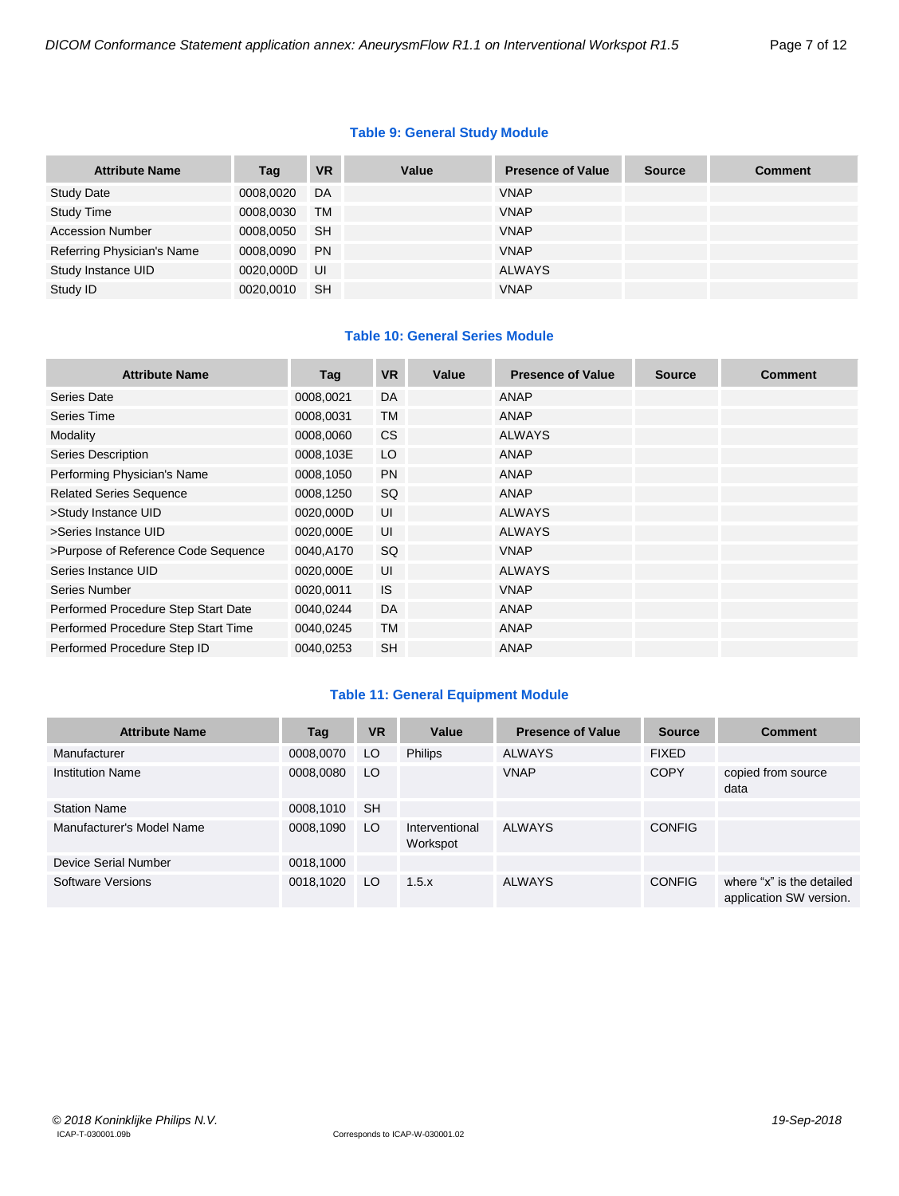**Table 9: General Study Module**

| Attribute Name | Tag | VR | Value | Presence of Value | Source | Comment |
|---|---|---|---|---|---|---|
| Study Date | 0008,0020 | DA | | VNAP | | |
| Study Time | 0008,0030 | TM | | VNAP | | |
| Accession Number | 0008,0050 | SH | | VNAP | | |
| Referring Physician's Name | 0008,0090 | PN | | VNAP | | |
| Study Instance UID | 0020,000D | UI | | ALWAYS | | |
| Study ID | 0020,0010 | SH | | VNAP | | |

**Table 10: General Series Module**

| Attribute Name | Tag | VR | Value | Presence of Value | Source | Comment |
|---|---|---|---|---|---|---|
| Series Date | 0008,0021 | DA | | ANAP | | |
| Series Time | 0008,0031 | TM | | ANAP | | |
| Modality | 0008,0060 | CS | | ALWAYS | | |
| Series Description | 0008,103E | LO | | ANAP | | |
| Performing Physician's Name | 0008,1050 | PN | | ANAP | | |
| Related Series Sequence | 0008,1250 | SQ | | ANAP | | |
| >Study Instance UID | 0020,000D | UI | | ALWAYS | | |
| >Series Instance UID | 0020,000E | UI | | ALWAYS | | |
| >Purpose of Reference Code Sequence | 0040,A170 | SQ | | VNAP | | |
| Series Instance UID | 0020,000E | UI | | ALWAYS | | |
| Series Number | 0020,0011 | IS | | VNAP | | |
| Performed Procedure Step Start Date | 0040,0244 | DA | | ANAP | | |
| Performed Procedure Step Start Time | 0040,0245 | TM | | ANAP | | |
| Performed Procedure Step ID | 0040,0253 | SH | | ANAP | | |

**Table 11: General Equipment Module**

| Attribute Name | Tag | VR | Value | Presence of Value | Source | Comment |
|---|---|---|---|---|---|---|
| Manufacturer | 0008,0070 | LO | Philips | ALWAYS | FIXED | |
| Institution Name | 0008,0080 | LO | | VNAP | COPY | copied from source data |
| Station Name | 0008,1010 | SH | | | | |
| Manufacturer's Model Name | 0008,1090 | LO | Interventional Workspot | ALWAYS | CONFIG | |
| Device Serial Number | 0018,1000 | | | | | |
| Software Versions | 0018,1020 | LO | 1.5.x | ALWAYS | CONFIG | where "x" is the detailed application SW version. |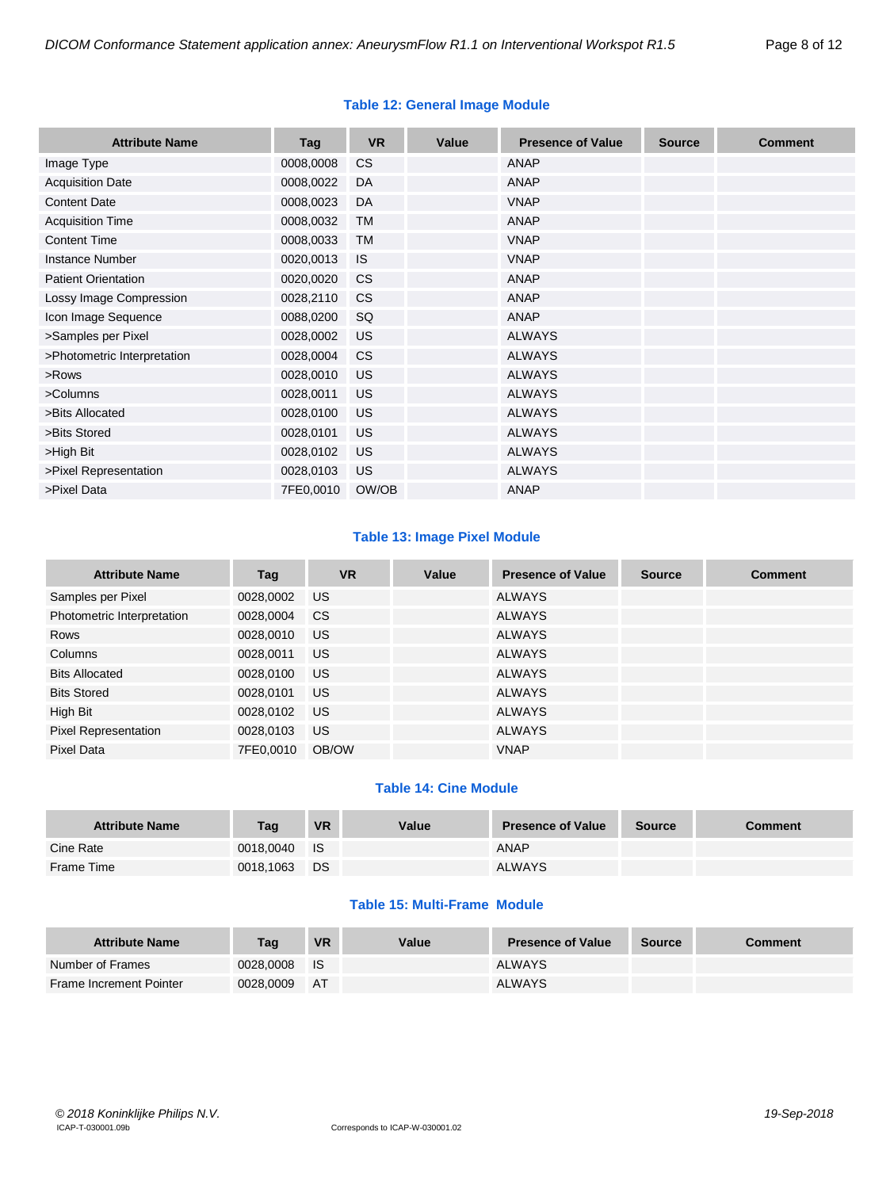**Table 12: General Image Module**

| Attribute Name | Tag | VR | Value | Presence of Value | Source | Comment |
|---|---|---|---|---|---|---|
| Image Type | 0008,0008 | CS | | ANAP | | |
| Acquisition Date | 0008,0022 | DA | | ANAP | | |
| Content Date | 0008,0023 | DA | | VNAP | | |
| Acquisition Time | 0008,0032 | TM | | ANAP | | |
| Content Time | 0008,0033 | TM | | VNAP | | |
| Instance Number | 0020,0013 | IS | | VNAP | | |
| Patient Orientation | 0020,0020 | CS | | ANAP | | |
| Lossy Image Compression | 0028,2110 | CS | | ANAP | | |
| Icon Image Sequence | 0088,0200 | SQ | | ANAP | | |
| >Samples per Pixel | 0028,0002 | US | | ALWAYS | | |
| >Photometric Interpretation | 0028,0004 | CS | | ALWAYS | | |
| >Rows | 0028,0010 | US | | ALWAYS | | |
| >Columns | 0028,0011 | US | | ALWAYS | | |
| >Bits Allocated | 0028,0100 | US | | ALWAYS | | |
| >Bits Stored | 0028,0101 | US | | ALWAYS | | |
| >High Bit | 0028,0102 | US | | ALWAYS | | |
| >Pixel Representation | 0028,0103 | US | | ALWAYS | | |
| >Pixel Data | 7FE0,0010 | OW/OB | | ANAP | | |

**Table 13: Image Pixel Module**

| Attribute Name | Tag | VR | Value | Presence of Value | Source | Comment |
|---|---|---|---|---|---|---|
| Samples per Pixel | 0028,0002 | US | | ALWAYS | | |
| Photometric Interpretation | 0028,0004 | CS | | ALWAYS | | |
| Rows | 0028,0010 | US | | ALWAYS | | |
| Columns | 0028,0011 | US | | ALWAYS | | |
| Bits Allocated | 0028,0100 | US | | ALWAYS | | |
| Bits Stored | 0028,0101 | US | | ALWAYS | | |
| High Bit | 0028,0102 | US | | ALWAYS | | |
| Pixel Representation | 0028,0103 | US | | ALWAYS | | |
| Pixel Data | 7FE0,0010 | OB/OW | | VNAP | | |

**Table 14: Cine Module**

| Attribute Name | Tag | VR | Value | Presence of Value | Source | Comment |
|---|---|---|---|---|---|---|
| Cine Rate | 0018,0040 | IS | | ANAP | | |
| Frame Time | 0018,1063 | DS | | ALWAYS | | |

**Table 15: Multi-Frame Module**

| Attribute Name | Tag | VR | Value | Presence of Value | Source | Comment |
|---|---|---|---|---|---|---|
| Number of Frames | 0028,0008 | IS | | ALWAYS | | |
| Frame Increment Pointer | 0028,0009 | AT | | ALWAYS | | |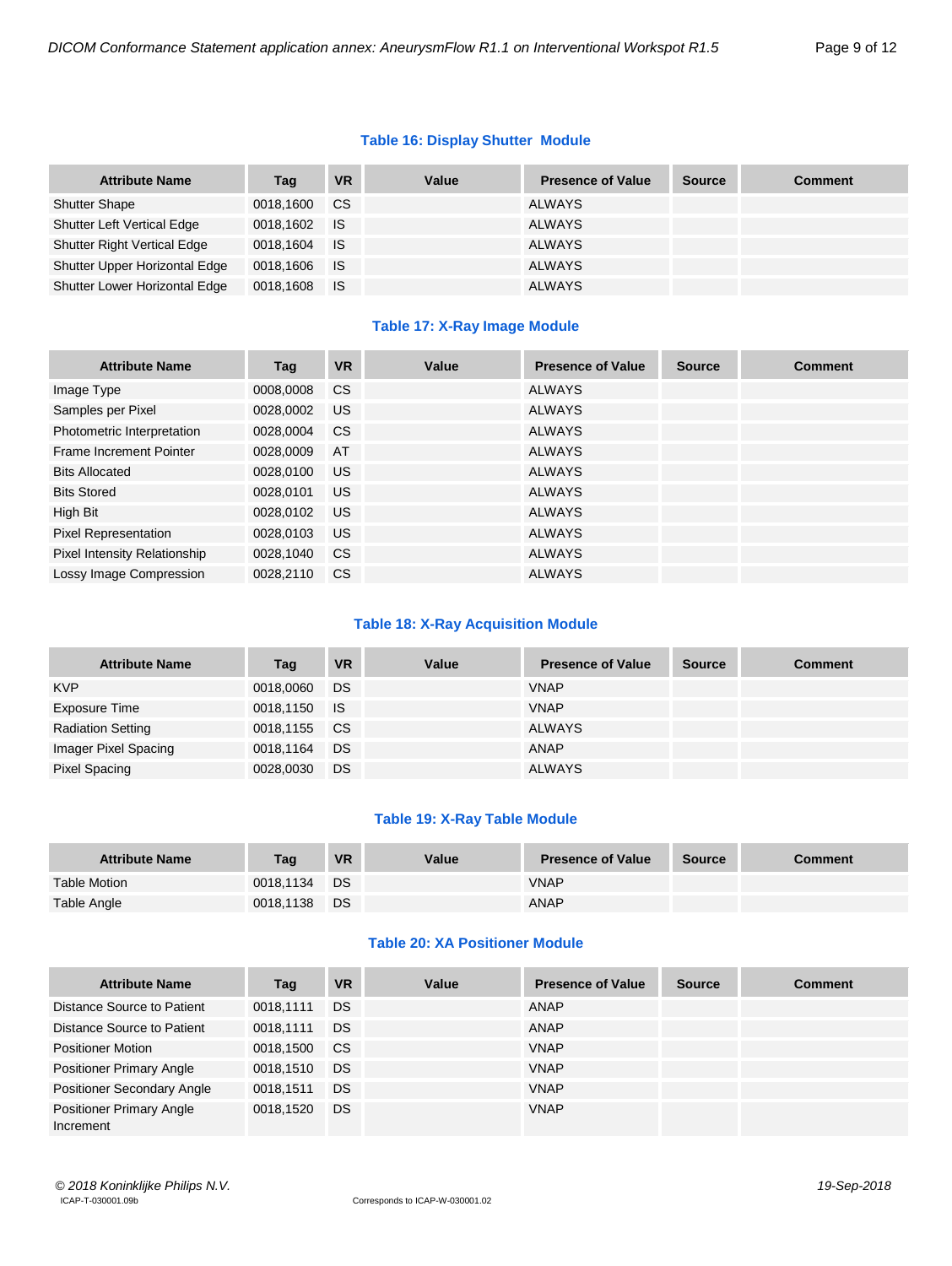**Table 16: Display Shutter Module**

| Attribute Name | Tag | VR | Value | Presence of Value | Source | Comment |
|---|---|---|---|---|---|---|
| Shutter Shape | 0018,1600 | CS | | ALWAYS | | |
| Shutter Left Vertical Edge | 0018,1602 | IS | | ALWAYS | | |
| Shutter Right Vertical Edge | 0018,1604 | IS | | ALWAYS | | |
| Shutter Upper Horizontal Edge | 0018,1606 | IS | | ALWAYS | | |
| Shutter Lower Horizontal Edge | 0018,1608 | IS | | ALWAYS | | |

**Table 17: X-Ray Image Module**

| Attribute Name | Tag | VR | Value | Presence of Value | Source | Comment |
|---|---|---|---|---|---|---|
| Image Type | 0008,0008 | CS | | ALWAYS | | |
| Samples per Pixel | 0028,0002 | US | | ALWAYS | | |
| Photometric Interpretation | 0028,0004 | CS | | ALWAYS | | |
| Frame Increment Pointer | 0028,0009 | AT | | ALWAYS | | |
| Bits Allocated | 0028,0100 | US | | ALWAYS | | |
| Bits Stored | 0028,0101 | US | | ALWAYS | | |
| High Bit | 0028,0102 | US | | ALWAYS | | |
| Pixel Representation | 0028,0103 | US | | ALWAYS | | |
| Pixel Intensity Relationship | 0028,1040 | CS | | ALWAYS | | |
| Lossy Image Compression | 0028,2110 | CS | | ALWAYS | | |

**Table 18: X-Ray Acquisition Module**

| Attribute Name | Tag | VR | Value | Presence of Value | Source | Comment |
|---|---|---|---|---|---|---|
| KVP | 0018,0060 | DS | | VNAP | | |
| Exposure Time | 0018,1150 | IS | | VNAP | | |
| Radiation Setting | 0018,1155 | CS | | ALWAYS | | |
| Imager Pixel Spacing | 0018,1164 | DS | | ANAP | | |
| Pixel Spacing | 0028,0030 | DS | | ALWAYS | | |

**Table 19: X-Ray Table Module**

| Attribute Name | Tag | VR | Value | Presence of Value | Source | Comment |
|---|---|---|---|---|---|---|
| Table Motion | 0018,1134 | DS | | VNAP | | |
| Table Angle | 0018,1138 | DS | | ANAP | | |

**Table 20: XA Positioner Module**

| Attribute Name | Tag | VR | Value | Presence of Value | Source | Comment |
|---|---|---|---|---|---|---|
| Distance Source to Patient | 0018,1111 | DS | | ANAP | | |
| Distance Source to Patient | 0018,1111 | DS | | ANAP | | |
| Positioner Motion | 0018,1500 | CS | | VNAP | | |
| Positioner Primary Angle | 0018,1510 | DS | | VNAP | | |
| Positioner Secondary Angle | 0018,1511 | DS | | VNAP | | |
| Positioner Primary Angle Increment | 0018,1520 | DS | | VNAP | | |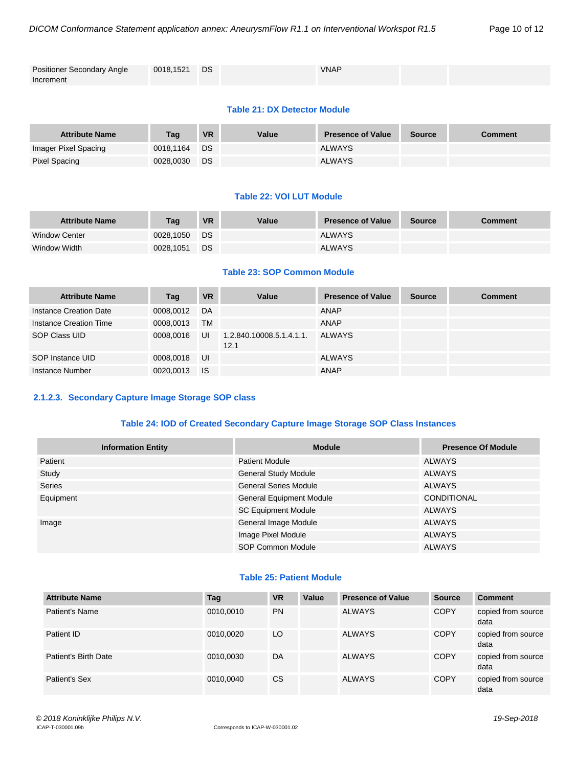| Positioner Secondary Angle Increment | 0018,1521 | DS | | VNAP | | |
|---|---|---|---|---|---|---|

**Table 21: DX Detector Module**

| Attribute Name | Tag | VR | Value | Presence of Value | Source | Comment |
|---|---|---|---|---|---|---|
| Imager Pixel Spacing | 0018,1164 | DS | | ALWAYS | | |
| Pixel Spacing | 0028,0030 | DS | | ALWAYS | | |

**Table 22: VOI LUT Module**

| Attribute Name | Tag | VR | Value | Presence of Value | Source | Comment |
|---|---|---|---|---|---|---|
| Window Center | 0028,1050 | DS | | ALWAYS | | |
| Window Width | 0028,1051 | DS | | ALWAYS | | |

**Table 23: SOP Common Module**

| Attribute Name | Tag | VR | Value | Presence of Value | Source | Comment |
|---|---|---|---|---|---|---|
| Instance Creation Date | 0008,0012 | DA | | ANAP | | |
| Instance Creation Time | 0008,0013 | TM | | ANAP | | |
| SOP Class UID | 0008,0016 | UI | 1.2.840.10008.5.1.4.1.1.12.1 | ALWAYS | | |
| SOP Instance UID | 0008,0018 | UI | | ALWAYS | | |
| Instance Number | 0020,0013 | IS | | ANAP | | |

### 2.1.2.3. Secondary Capture Image Storage SOP class

**Table 24: IOD of Created Secondary Capture Image Storage SOP Class Instances**

| Information Entity | Module | Presence Of Module |
|---|---|---|
| Patient | Patient Module | ALWAYS |
| Study | General Study Module | ALWAYS |
| Series | General Series Module | ALWAYS |
| Equipment | General Equipment Module | CONDITIONAL |
| | SC Equipment Module | ALWAYS |
| Image | General Image Module | ALWAYS |
| | Image Pixel Module | ALWAYS |
| | SOP Common Module | ALWAYS |

**Table 25: Patient Module**

| Attribute Name | Tag | VR | Value | Presence of Value | Source | Comment |
|---|---|---|---|---|---|---|
| Patient's Name | 0010,0010 | PN | | ALWAYS | COPY | copied from source data |
| Patient ID | 0010,0020 | LO | | ALWAYS | COPY | copied from source data |
| Patient's Birth Date | 0010,0030 | DA | | ALWAYS | COPY | copied from source data |
| Patient's Sex | 0010,0040 | CS | | ALWAYS | COPY | copied from source data |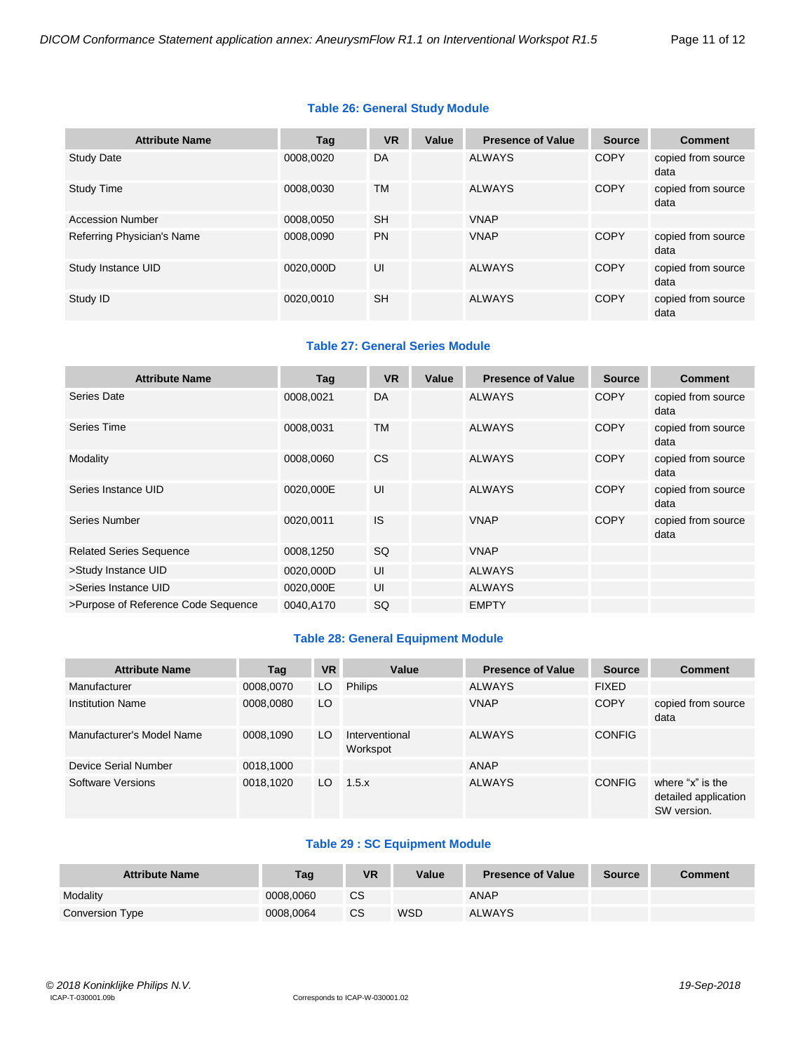**Table 26: General Study Module**

| Attribute Name | Tag | VR | Value | Presence of Value | Source | Comment |
|---|---|---|---|---|---|---|
| Study Date | 0008,0020 | DA | | ALWAYS | COPY | copied from source data |
| Study Time | 0008,0030 | TM | | ALWAYS | COPY | copied from source data |
| Accession Number | 0008,0050 | SH | | VNAP | | |
| Referring Physician's Name | 0008,0090 | PN | | VNAP | COPY | copied from source data |
| Study Instance UID | 0020,000D | UI | | ALWAYS | COPY | copied from source data |
| Study ID | 0020,0010 | SH | | ALWAYS | COPY | copied from source data |

**Table 27: General Series Module**

| Attribute Name | Tag | VR | Value | Presence of Value | Source | Comment |
|---|---|---|---|---|---|---|
| Series Date | 0008,0021 | DA | | ALWAYS | COPY | copied from source data |
| Series Time | 0008,0031 | TM | | ALWAYS | COPY | copied from source data |
| Modality | 0008,0060 | CS | | ALWAYS | COPY | copied from source data |
| Series Instance UID | 0020,000E | UI | | ALWAYS | COPY | copied from source data |
| Series Number | 0020,0011 | IS | | VNAP | COPY | copied from source data |
| Related Series Sequence | 0008,1250 | SQ | | VNAP | | |
| >Study Instance UID | 0020,000D | UI | | ALWAYS | | |
| >Series Instance UID | 0020,000E | UI | | ALWAYS | | |
| >Purpose of Reference Code Sequence | 0040,A170 | SQ | | EMPTY | | |

**Table 28: General Equipment Module**

| Attribute Name | Tag | VR | Value | Presence of Value | Source | Comment |
|---|---|---|---|---|---|---|
| Manufacturer | 0008,0070 | LO | Philips | ALWAYS | FIXED | |
| Institution Name | 0008,0080 | LO | | VNAP | COPY | copied from source data |
| Manufacturer's Model Name | 0008,1090 | LO | Interventional Workspot | ALWAYS | CONFIG | |
| Device Serial Number | 0018,1000 | | | ANAP | | |
| Software Versions | 0018,1020 | LO | 1.5.x | ALWAYS | CONFIG | where “x” is the detailed application SW version. |

**Table 29 : SC Equipment Module**

| Attribute Name | Tag | VR | Value | Presence of Value | Source | Comment |
|---|---|---|---|---|---|---|
| Modality | 0008,0060 | CS | | ANAP | | |
| Conversion Type | 0008,0064 | CS | WSD | ALWAYS | | |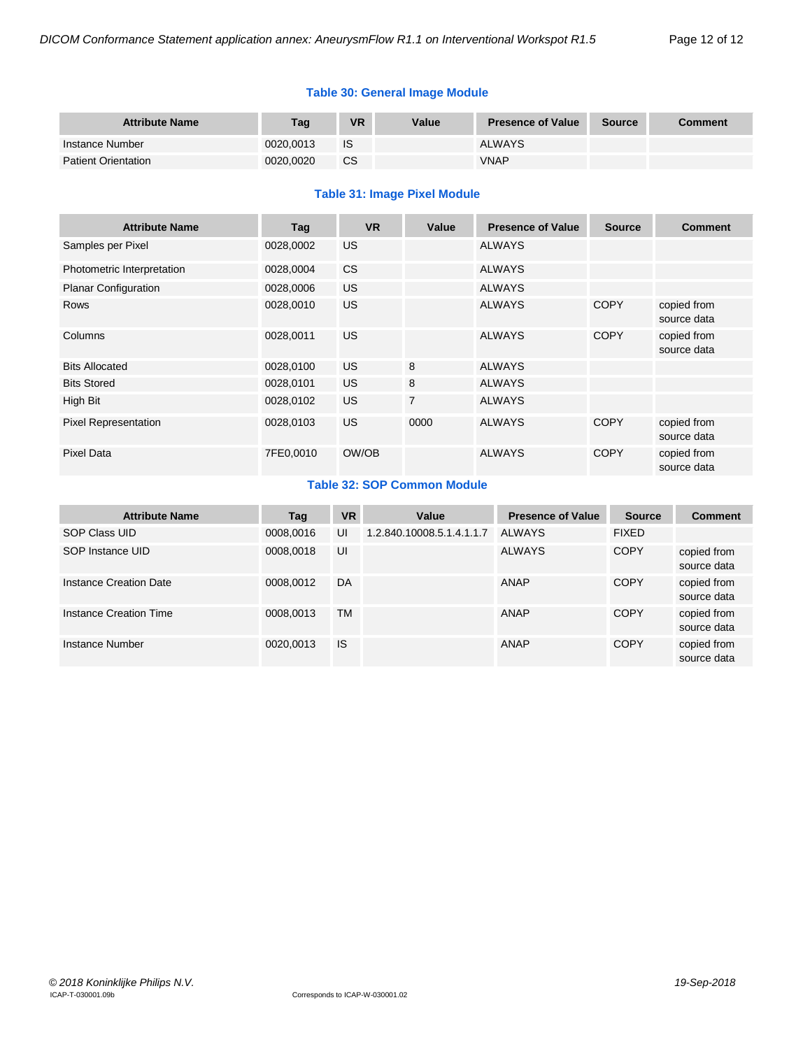**Table 30: General Image Module**

| Attribute Name | Tag | VR | Value | Presence of Value | Source | Comment |
|---|---|---|---|---|---|---|
| Instance Number | 0020,0013 | IS | | ALWAYS | | |
| Patient Orientation | 0020,0020 | CS | | VNAP | | |

**Table 31: Image Pixel Module**

| Attribute Name | Tag | VR | Value | Presence of Value | Source | Comment |
|---|---|---|---|---|---|---|
| Samples per Pixel | 0028,0002 | US | | ALWAYS | | |
| Photometric Interpretation | 0028,0004 | CS | | ALWAYS | | |
| Planar Configuration | 0028,0006 | US | | ALWAYS | | |
| Rows | 0028,0010 | US | | ALWAYS | COPY | copied from source data |
| Columns | 0028,0011 | US | | ALWAYS | COPY | copied from source data |
| Bits Allocated | 0028,0100 | US | 8 | ALWAYS | | |
| Bits Stored | 0028,0101 | US | 8 | ALWAYS | | |
| High Bit | 0028,0102 | US | 7 | ALWAYS | | |
| Pixel Representation | 0028,0103 | US | 0000 | ALWAYS | COPY | copied from source data |
| Pixel Data | 7FE0,0010 | OW/OB | | ALWAYS | COPY | copied from source data |

**Table 32: SOP Common Module**

| Attribute Name | Tag | VR | Value | Presence of Value | Source | Comment |
|---|---|---|---|---|---|---|
| SOP Class UID | 0008,0016 | UI | 1.2.840.10008.5.1.4.1.1.7 | ALWAYS | FIXED | |
| SOP Instance UID | 0008,0018 | UI | | ALWAYS | COPY | copied from source data |
| Instance Creation Date | 0008,0012 | DA | | ANAP | COPY | copied from source data |
| Instance Creation Time | 0008,0013 | TM | | ANAP | COPY | copied from source data |
| Instance Number | 0020,0013 | IS | | ANAP | COPY | copied from source data |